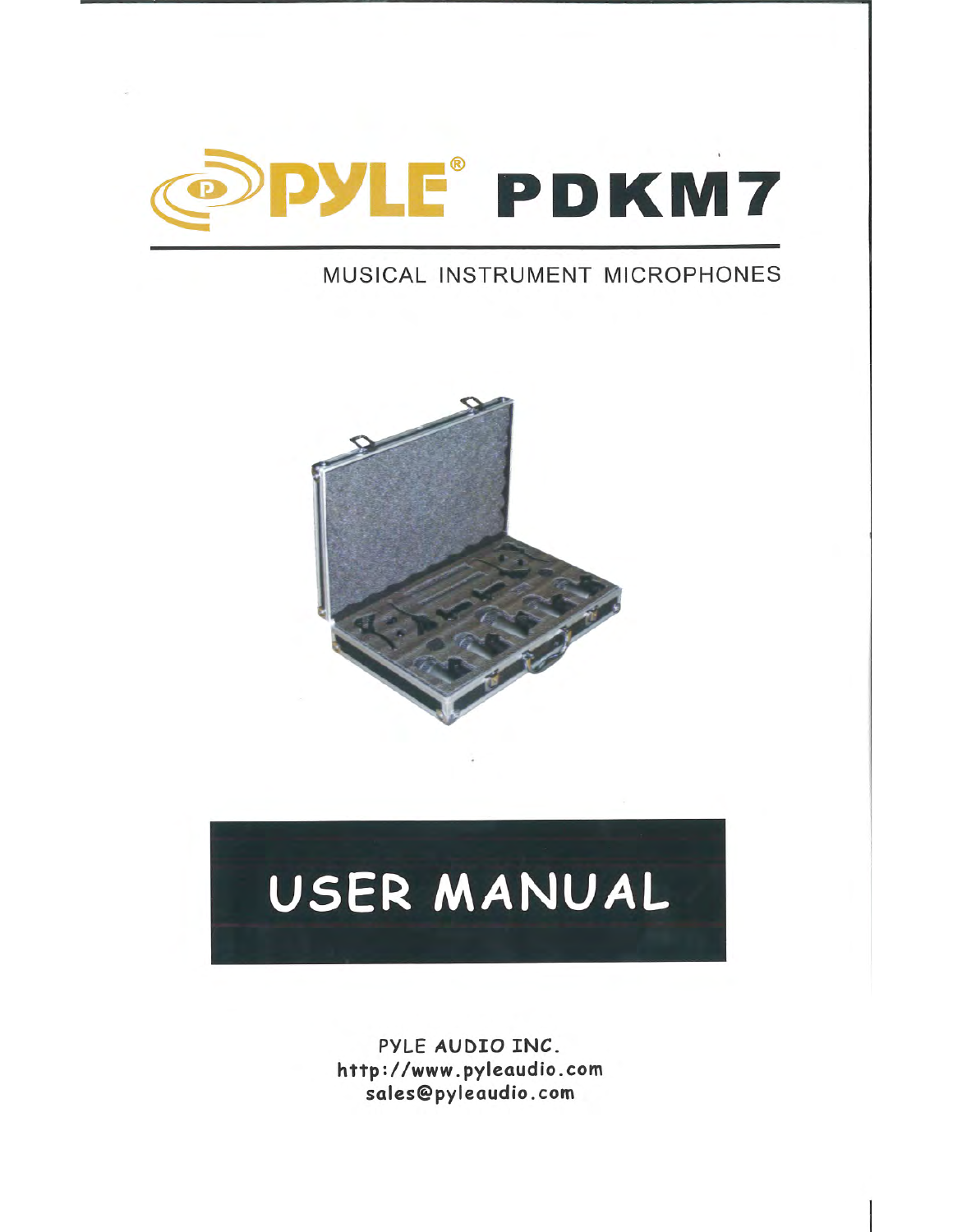# PYLE® PDKM7

MUSICAL INSTRUMENT MICROPHONES

# USER MANUAL

PYLE AUDIO INC.
http://www.pyleaudio.com
sales@pyleaudio.com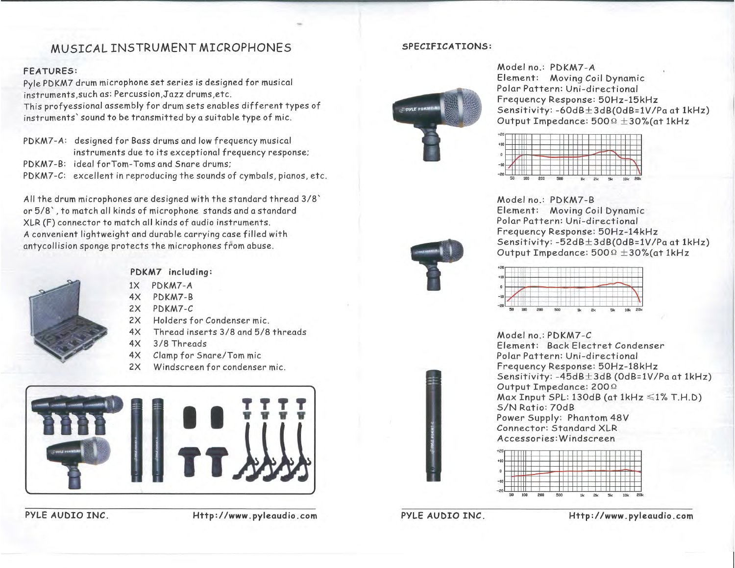# MUSICAL INSTRUMENT MICROPHONES

## FEATURES:

Pyle PDKM7 drum microphone set series is designed for musical instruments,such as: Percussion,Jazz drums,etc.
This profyessional assembly for drum sets enables different types of instruments` sound to be transmitted by a suitable type of mic.

PDKM7-A: designed for Bass drums and low frequency musical instruments due to its exceptional frequency response;
PDKM7-B: ideal forTom-Toms and Snare drums;
PDKM7-C: excellent in reproducing the sounds of cymbals, pianos, etc.

All the drum microphones are designed with the standard thread 3/8` or 5/8`, to match all kinds of microphone stands and a standard XLR (F) connector to match all kinds of audio instruments.
A convenient lightweight and durable carrying case filled with antycollision sponge protects the microphones from abuse.

### PDKM7 including:

- 1X PDKM7-A
- 4X PDKM7-B
- 2X PDKM7-C
- 2X Holders for Condenser mic.
- 4X Thread inserts 3/8 and 5/8 threads
- 4X 3/8 Threads
- 4X Clamp for Snare/Tom mic
- 2X Windscreen for condenser mic.

## SPECIFICATIONS:

Model no.: PDKM7-A
Element: Moving Coil Dynamic
Polar Pattern: Uni-directional
Frequency Response: 50Hz-15kHz
Sensitivity: -60dB±3dB(0dB=1V/Pa at 1kHz)
Output Impedance: 500Ω ±30%(at 1kHz

Model no.: PDKM7-B
Element: Moving Coil Dynamic
Polar Pattern: Uni-directional
Frequency Response: 50Hz-14kHz
Sensitivity: -52dB±3dB(0dB=1V/Pa at 1kHz)
Output Impedance: 500Ω ±30%(at 1kHz

Model no.: PDKM7-C
Element: Back Electret Condenser
Polar Pattern: Uni-directional
Frequency Response: 50Hz-18kHz
Sensitivity: -45dB±3dB (0dB=1V/Pa at 1kHz)
Output Impedance: 200Ω
Max Input SPL: 130dB (at 1kHz ≤1% T.H.D)
S/N Ratio: 70dB
Power Supply: Phantom 48V
Connector: Standard XLR
Accessories:Windscreen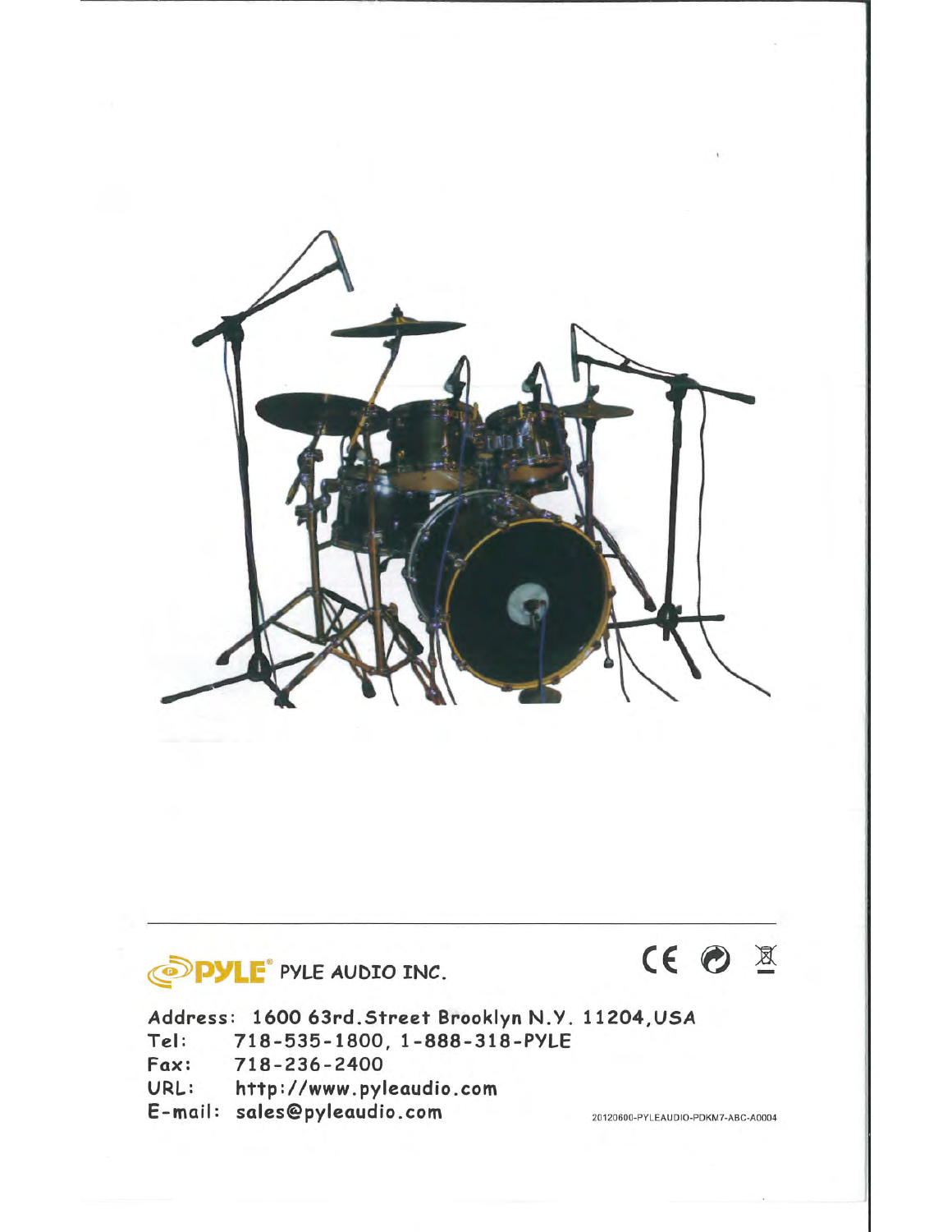PYLE® PYLE AUDIO INC.

Address: 1600 63rd.Street Brooklyn N.Y. 11204,USA
Tel: 718-535-1800, 1-888-318-PYLE
Fax: 718-236-2400
URL: http://www.pyleaudio.com
E-mail: sales@pyleaudio.com

20120600-PYLEAUDIO-PDKM7-ABC-A0004